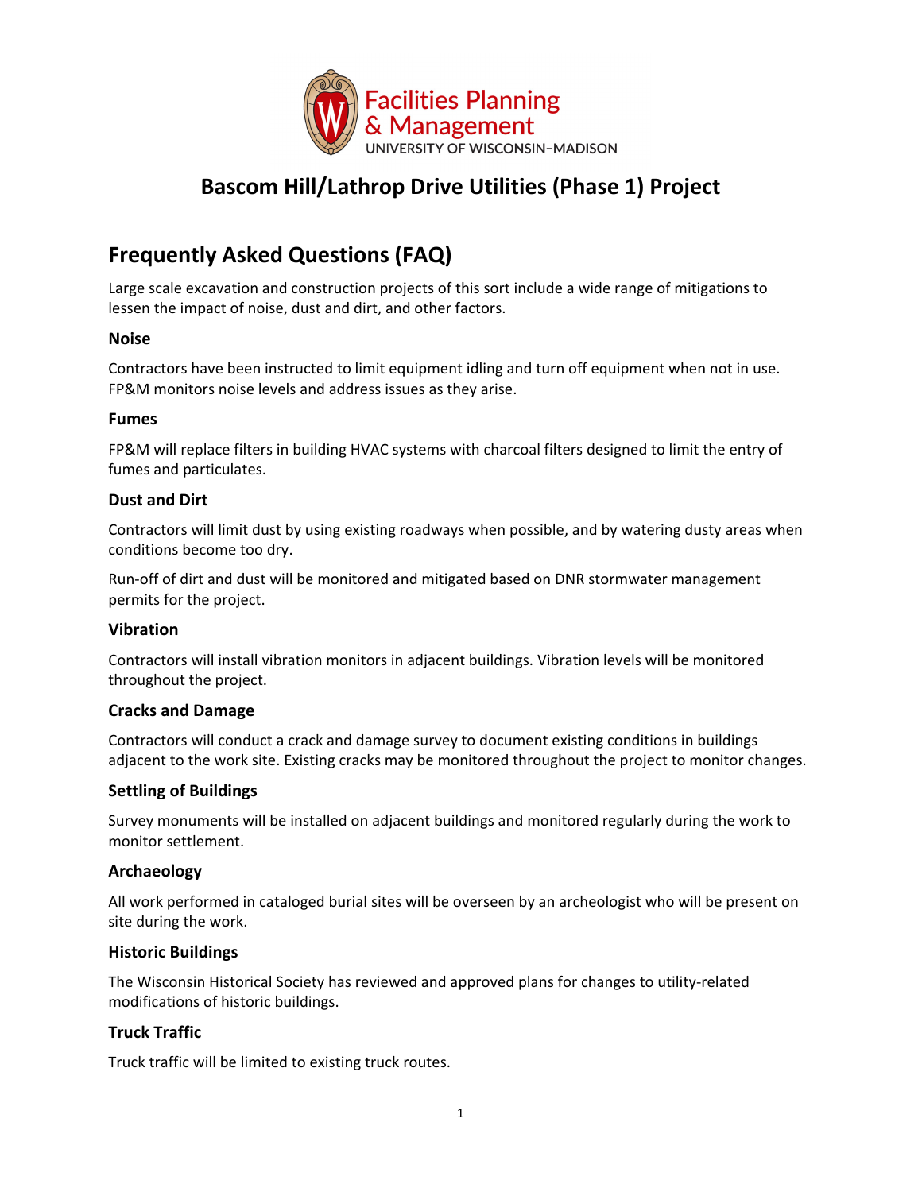Facilities Planning & Management
UNIVERSITY OF WISCONSIN–MADISON

# Bascom Hill/Lathrop Drive Utilities (Phase 1) Project

## Frequently Asked Questions (FAQ)

Large scale excavation and construction projects of this sort include a wide range of mitigations to lessen the impact of noise, dust and dirt, and other factors.

### Noise

Contractors have been instructed to limit equipment idling and turn off equipment when not in use. FP&M monitors noise levels and address issues as they arise.

### Fumes

FP&M will replace filters in building HVAC systems with charcoal filters designed to limit the entry of fumes and particulates.

### Dust and Dirt

Contractors will limit dust by using existing roadways when possible, and by watering dusty areas when conditions become too dry.

Run-off of dirt and dust will be monitored and mitigated based on DNR stormwater management permits for the project.

### Vibration

Contractors will install vibration monitors in adjacent buildings. Vibration levels will be monitored throughout the project.

### Cracks and Damage

Contractors will conduct a crack and damage survey to document existing conditions in buildings adjacent to the work site. Existing cracks may be monitored throughout the project to monitor changes.

### Settling of Buildings

Survey monuments will be installed on adjacent buildings and monitored regularly during the work to monitor settlement.

### Archaeology

All work performed in cataloged burial sites will be overseen by an archeologist who will be present on site during the work.

### Historic Buildings

The Wisconsin Historical Society has reviewed and approved plans for changes to utility-related modifications of historic buildings.

### Truck Traffic

Truck traffic will be limited to existing truck routes.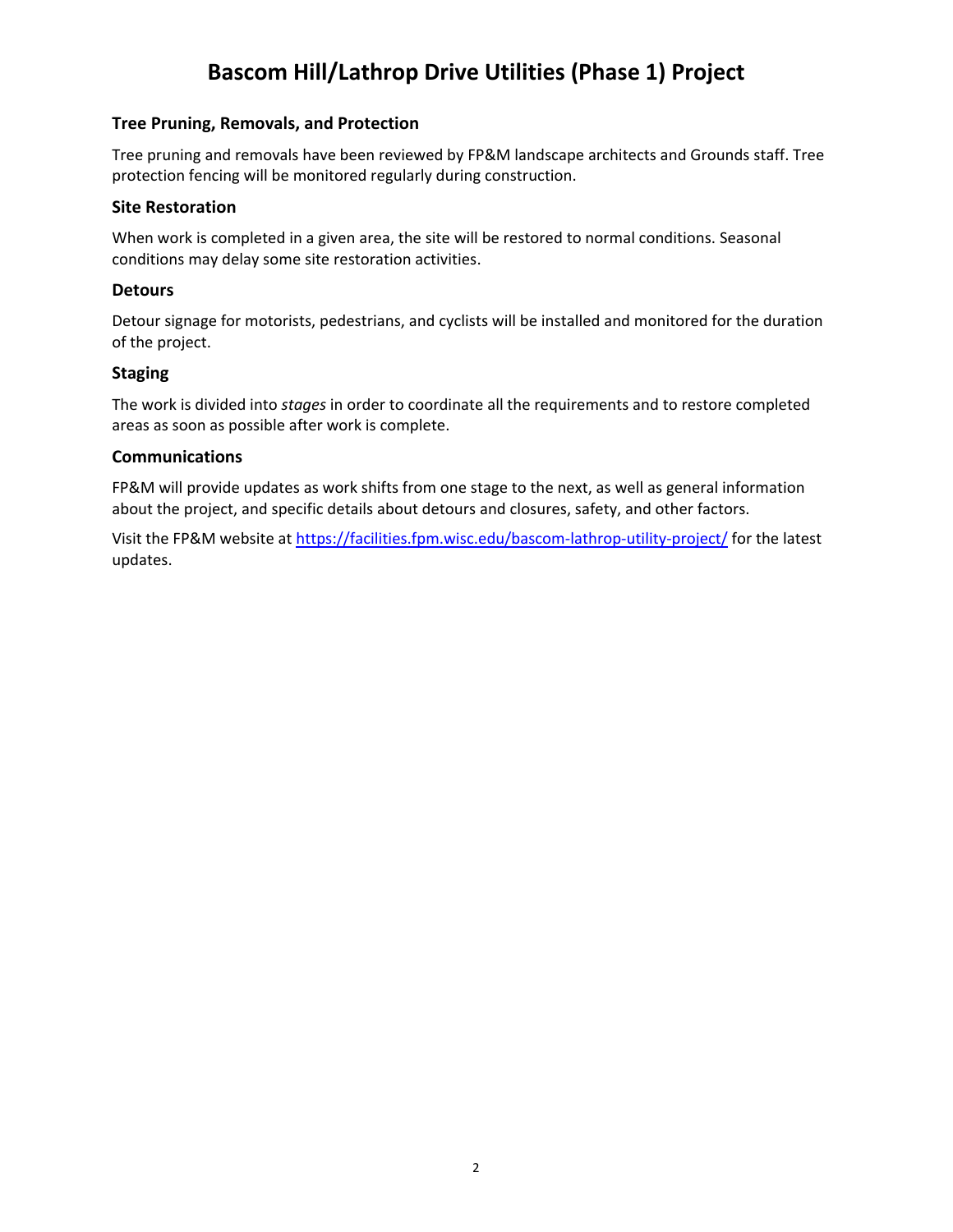# Bascom Hill/Lathrop Drive Utilities (Phase 1) Project

### Tree Pruning, Removals, and Protection

Tree pruning and removals have been reviewed by FP&M landscape architects and Grounds staff. Tree protection fencing will be monitored regularly during construction.

### Site Restoration

When work is completed in a given area, the site will be restored to normal conditions. Seasonal conditions may delay some site restoration activities.

### Detours

Detour signage for motorists, pedestrians, and cyclists will be installed and monitored for the duration of the project.

### Staging

The work is divided into *stages* in order to coordinate all the requirements and to restore completed areas as soon as possible after work is complete.

### Communications

FP&M will provide updates as work shifts from one stage to the next, as well as general information about the project, and specific details about detours and closures, safety, and other factors.

Visit the FP&M website at [https://facilities.fpm.wisc.edu/bascom-lathrop-utility-project/](https://facilities.fpm.wisc.edu/bascom-lathrop-utility-project/) for the latest updates.